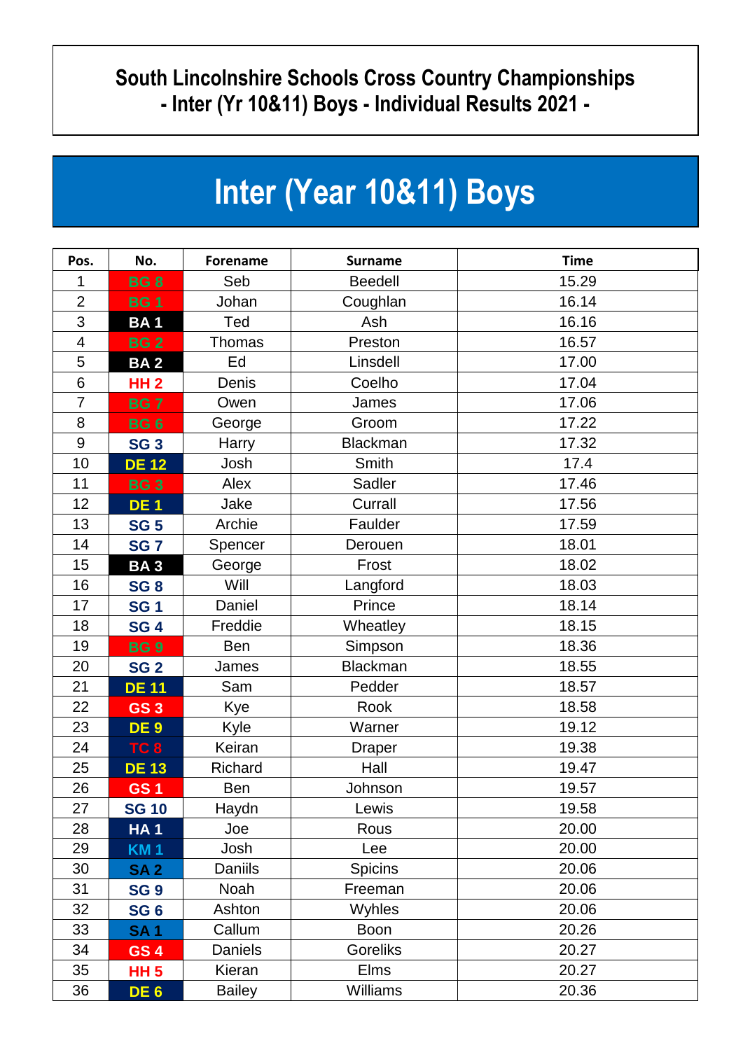## South Lincolnshire Schools Cross Country Championships
## - Inter (Yr 10&11) Boys - Individual Results 2021 -

# Inter (Year 10&11) Boys

| Pos. | No. | Forename | Surname | Time |
|---|---|---|---|---|
| 1 | BG 8 | Seb | Beedell | 15.29 |
| 2 | BG 1 | Johan | Coughlan | 16.14 |
| 3 | BA 1 | Ted | Ash | 16.16 |
| 4 | BG 2 | Thomas | Preston | 16.57 |
| 5 | BA 2 | Ed | Linsdell | 17.00 |
| 6 | HH 2 | Denis | Coelho | 17.04 |
| 7 | BG 7 | Owen | James | 17.06 |
| 8 | BG 6 | George | Groom | 17.22 |
| 9 | SG 3 | Harry | Blackman | 17.32 |
| 10 | DE 12 | Josh | Smith | 17.4 |
| 11 | BG 3 | Alex | Sadler | 17.46 |
| 12 | DE 1 | Jake | Currall | 17.56 |
| 13 | SG 5 | Archie | Faulder | 17.59 |
| 14 | SG 7 | Spencer | Derouen | 18.01 |
| 15 | BA 3 | George | Frost | 18.02 |
| 16 | SG 8 | Will | Langford | 18.03 |
| 17 | SG 1 | Daniel | Prince | 18.14 |
| 18 | SG 4 | Freddie | Wheatley | 18.15 |
| 19 | BG 9 | Ben | Simpson | 18.36 |
| 20 | SG 2 | James | Blackman | 18.55 |
| 21 | DE 11 | Sam | Pedder | 18.57 |
| 22 | GS 3 | Kye | Rook | 18.58 |
| 23 | DE 9 | Kyle | Warner | 19.12 |
| 24 | TC 8 | Keiran | Draper | 19.38 |
| 25 | DE 13 | Richard | Hall | 19.47 |
| 26 | GS 1 | Ben | Johnson | 19.57 |
| 27 | SG 10 | Haydn | Lewis | 19.58 |
| 28 | HA 1 | Joe | Rous | 20.00 |
| 29 | KM 1 | Josh | Lee | 20.00 |
| 30 | SA 2 | Daniils | Spicins | 20.06 |
| 31 | SG 9 | Noah | Freeman | 20.06 |
| 32 | SG 6 | Ashton | Wyhles | 20.06 |
| 33 | SA 1 | Callum | Boon | 20.26 |
| 34 | GS 4 | Daniels | Goreliks | 20.27 |
| 35 | HH 5 | Kieran | Elms | 20.27 |
| 36 | DE 6 | Bailey | Williams | 20.36 |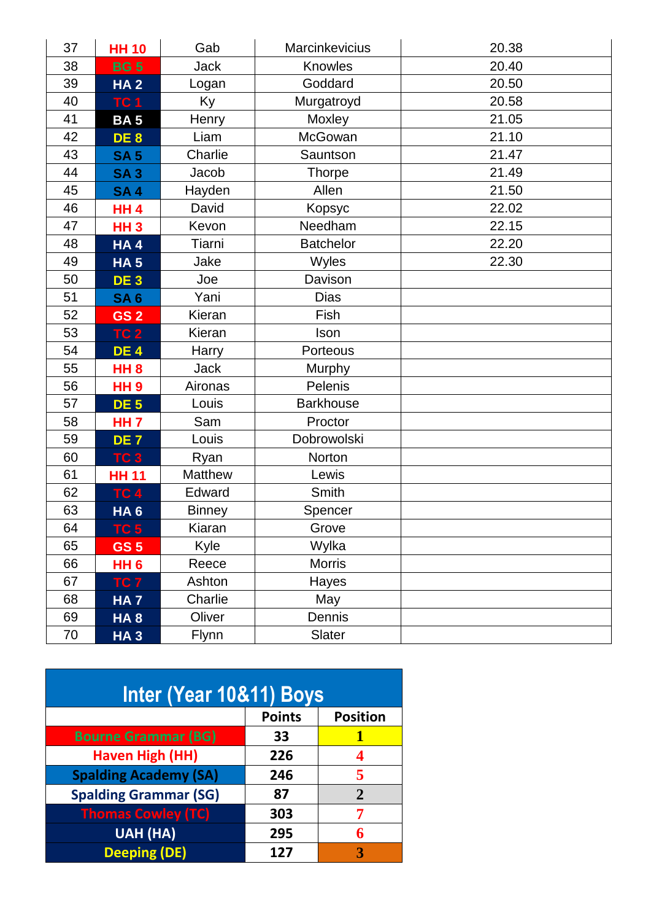| | | | | |
|---|---|---|---|---|
| 37 | HH 10 | Gab | Marcinkevicius | 20.38 |
| 38 | BG 5 | Jack | Knowles | 20.40 |
| 39 | HA 2 | Logan | Goddard | 20.50 |
| 40 | TC 1 | Ky | Murgatroyd | 20.58 |
| 41 | BA 5 | Henry | Moxley | 21.05 |
| 42 | DE 8 | Liam | McGowan | 21.10 |
| 43 | SA 5 | Charlie | Sauntson | 21.47 |
| 44 | SA 3 | Jacob | Thorpe | 21.49 |
| 45 | SA 4 | Hayden | Allen | 21.50 |
| 46 | HH 4 | David | Kopsyc | 22.02 |
| 47 | HH 3 | Kevon | Needham | 22.15 |
| 48 | HA 4 | Tiarni | Batchelor | 22.20 |
| 49 | HA 5 | Jake | Wyles | 22.30 |
| 50 | DE 3 | Joe | Davison | |
| 51 | SA 6 | Yani | Dias | |
| 52 | GS 2 | Kieran | Fish | |
| 53 | TC 2 | Kieran | Ison | |
| 54 | DE 4 | Harry | Porteous | |
| 55 | HH 8 | Jack | Murphy | |
| 56 | HH 9 | Aironas | Pelenis | |
| 57 | DE 5 | Louis | Barkhouse | |
| 58 | HH 7 | Sam | Proctor | |
| 59 | DE 7 | Louis | Dobrowolski | |
| 60 | TC 3 | Ryan | Norton | |
| 61 | HH 11 | Matthew | Lewis | |
| 62 | TC 4 | Edward | Smith | |
| 63 | HA 6 | Binney | Spencer | |
| 64 | TC 5 | Kiaran | Grove | |
| 65 | GS 5 | Kyle | Wylka | |
| 66 | HH 6 | Reece | Morris | |
| 67 | TC 7 | Ashton | Hayes | |
| 68 | HA 7 | Charlie | May | |
| 69 | HA 8 | Oliver | Dennis | |
| 70 | HA 3 | Flynn | Slater | |

## Inter (Year 10&11) Boys

| | Points | Position |
|---|---|---|
| Bourne Grammar (BG) | 33 | 1 |
| Haven High (HH) | 226 | 4 |
| Spalding Academy (SA) | 246 | 5 |
| Spalding Grammar (SG) | 87 | 2 |
| Thomas Cowley (TC) | 303 | 7 |
| UAH (HA) | 295 | 6 |
| Deeping (DE) | 127 | 3 |